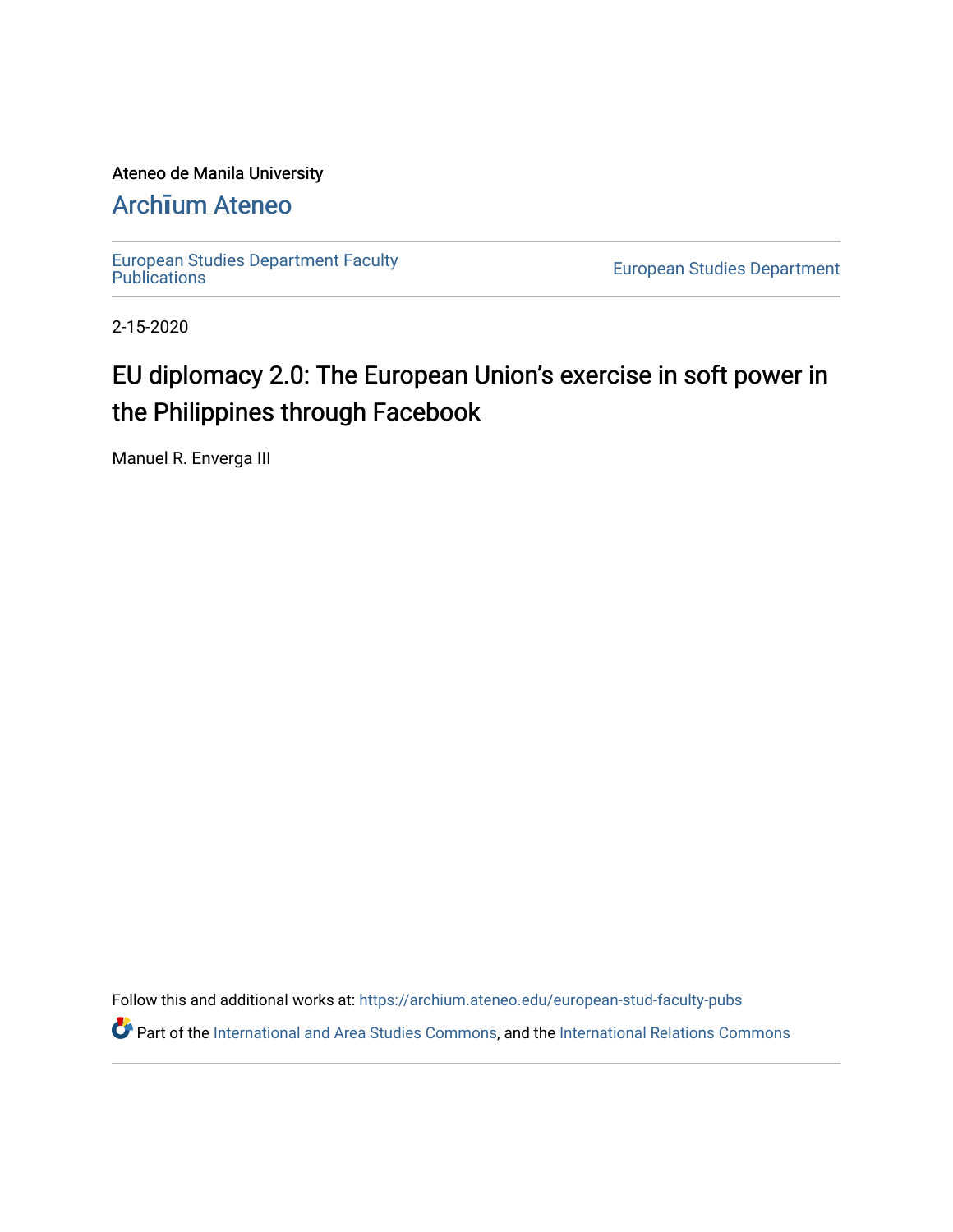Ateneo de Manila University

# Archīum Ateneo

European Studies Department Faculty Publications

European Studies Department

2-15-2020

# EU diplomacy 2.0: The European Union's exercise in soft power in the Philippines through Facebook

Manuel R. Enverga III

Follow this and additional works at: https://archium.ateneo.edu/european-stud-faculty-pubs

Part of the International and Area Studies Commons, and the International Relations Commons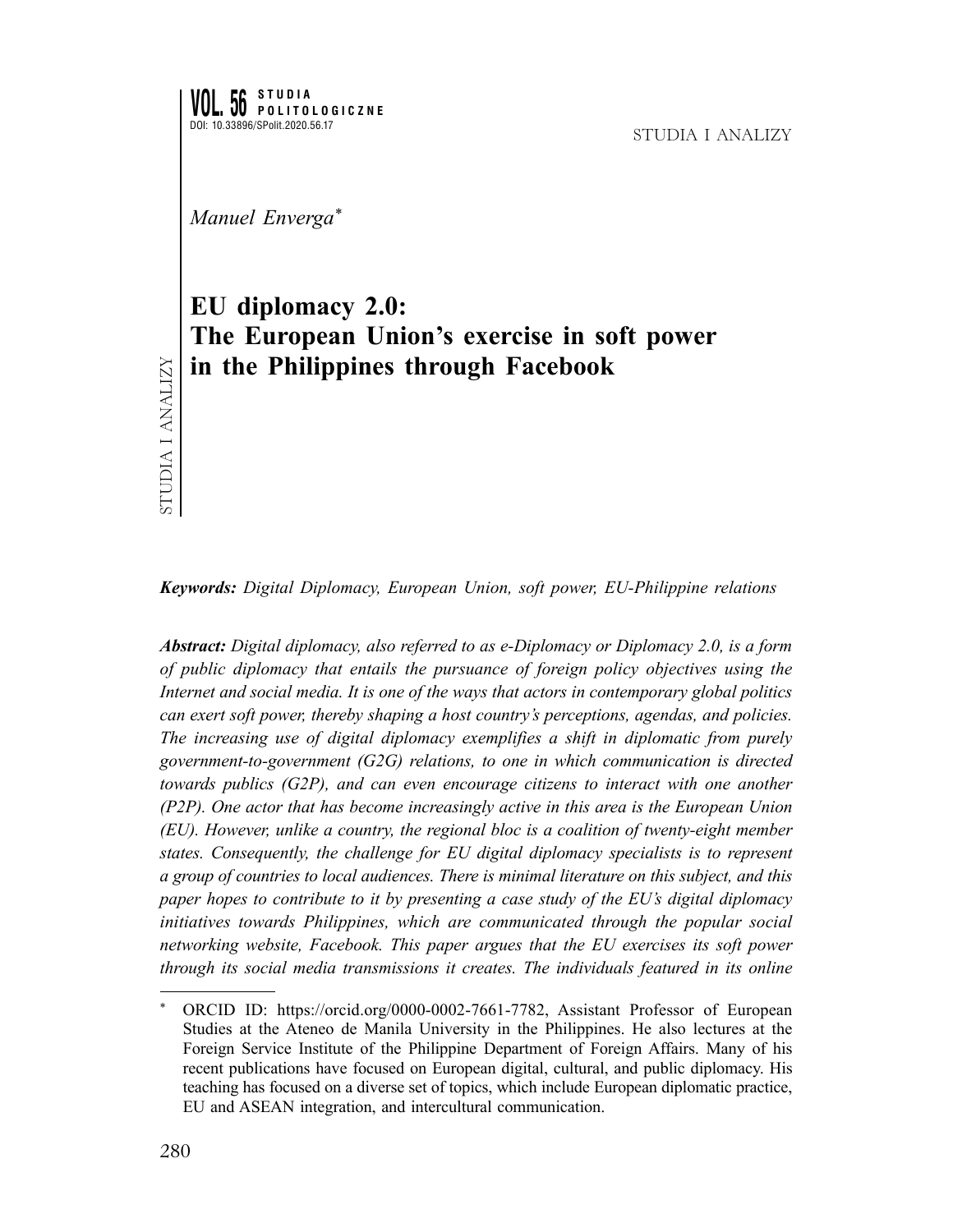Manuel Enverga[*]

# EU diplomacy 2.0: The European Union's exercise in soft power in the Philippines through Facebook

***Keywords:*** *Digital Diplomacy, European Union, soft power, EU-Philippine relations*

***Abstract:*** *Digital diplomacy, also referred to as e-Diplomacy or Diplomacy 2.0, is a form of public diplomacy that entails the pursuance of foreign policy objectives using the Internet and social media. It is one of the ways that actors in contemporary global politics can exert soft power, thereby shaping a host country's perceptions, agendas, and policies. The increasing use of digital diplomacy exemplifies a shift in diplomatic from purely government-to-government (G2G) relations, to one in which communication is directed towards publics (G2P), and can even encourage citizens to interact with one another (P2P). One actor that has become increasingly active in this area is the European Union (EU). However, unlike a country, the regional bloc is a coalition of twenty-eight member states. Consequently, the challenge for EU digital diplomacy specialists is to represent a group of countries to local audiences. There is minimal literature on this subject, and this paper hopes to contribute to it by presenting a case study of the EU's digital diplomacy initiatives towards Philippines, which are communicated through the popular social networking website, Facebook. This paper argues that the EU exercises its soft power through its social media transmissions it creates. The individuals featured in its online*

---

[*] ORCID ID: https://orcid.org/0000-0002-7661-7782, Assistant Professor of European Studies at the Ateneo de Manila University in the Philippines. He also lectures at the Foreign Service Institute of the Philippine Department of Foreign Affairs. Many of his recent publications have focused on European digital, cultural, and public diplomacy. His teaching has focused on a diverse set of topics, which include European diplomatic practice, EU and ASEAN integration, and intercultural communication.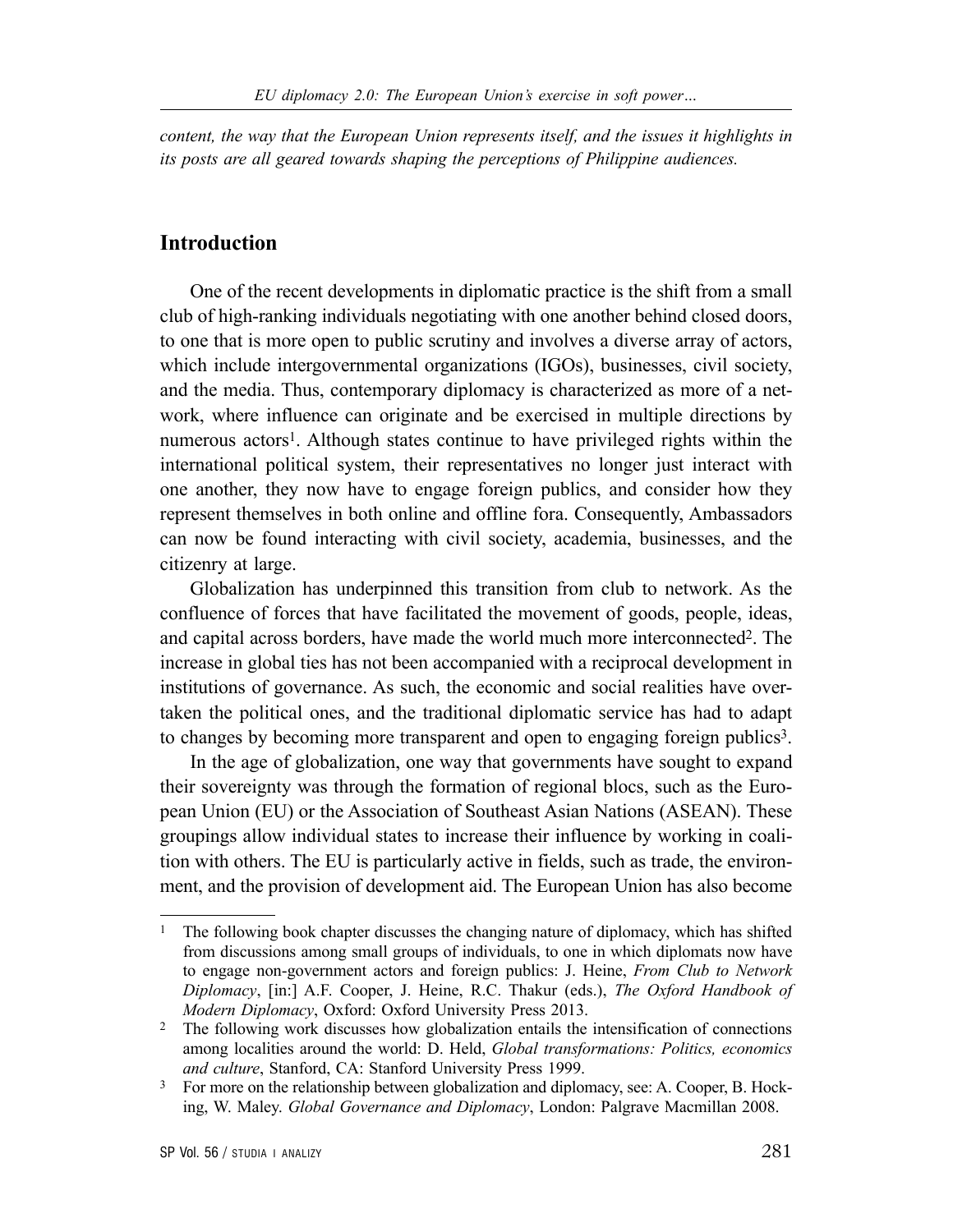*content, the way that the European Union represents itself, and the issues it highlights in its posts are all geared towards shaping the perceptions of Philippine audiences.*

## Introduction

One of the recent developments in diplomatic practice is the shift from a small club of high-ranking individuals negotiating with one another behind closed doors, to one that is more open to public scrutiny and involves a diverse array of actors, which include intergovernmental organizations (IGOs), businesses, civil society, and the media. Thus, contemporary diplomacy is characterized as more of a network, where influence can originate and be exercised in multiple directions by numerous actors[1]. Although states continue to have privileged rights within the international political system, their representatives no longer just interact with one another, they now have to engage foreign publics, and consider how they represent themselves in both online and offline fora. Consequently, Ambassadors can now be found interacting with civil society, academia, businesses, and the citizenry at large.

Globalization has underpinned this transition from club to network. As the confluence of forces that have facilitated the movement of goods, people, ideas, and capital across borders, have made the world much more interconnected[2]. The increase in global ties has not been accompanied with a reciprocal development in institutions of governance. As such, the economic and social realities have overtaken the political ones, and the traditional diplomatic service has had to adapt to changes by becoming more transparent and open to engaging foreign publics[3].

In the age of globalization, one way that governments have sought to expand their sovereignty was through the formation of regional blocs, such as the European Union (EU) or the Association of Southeast Asian Nations (ASEAN). These groupings allow individual states to increase their influence by working in coalition with others. The EU is particularly active in fields, such as trade, the environment, and the provision of development aid. The European Union has also become

---

[1] The following book chapter discusses the changing nature of diplomacy, which has shifted from discussions among small groups of individuals, to one in which diplomats now have to engage non-government actors and foreign publics: J. Heine, *From Club to Network Diplomacy*, [in:] A.F. Cooper, J. Heine, R.C. Thakur (eds.), *The Oxford Handbook of Modern Diplomacy*, Oxford: Oxford University Press 2013.

[2] The following work discusses how globalization entails the intensification of connections among localities around the world: D. Held, *Global transformations: Politics, economics and culture*, Stanford, CA: Stanford University Press 1999.

[3] For more on the relationship between globalization and diplomacy, see: A. Cooper, B. Hocking, W. Maley. *Global Governance and Diplomacy*, London: Palgrave Macmillan 2008.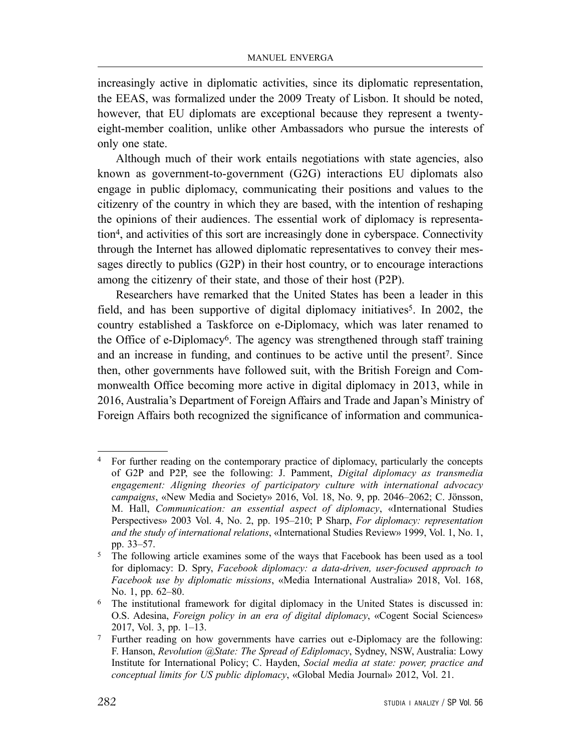increasingly active in diplomatic activities, since its diplomatic representation, the EEAS, was formalized under the 2009 Treaty of Lisbon. It should be noted, however, that EU diplomats are exceptional because they represent a twenty-eight-member coalition, unlike other Ambassadors who pursue the interests of only one state.

Although much of their work entails negotiations with state agencies, also known as government-to-government (G2G) interactions EU diplomats also engage in public diplomacy, communicating their positions and values to the citizenry of the country in which they are based, with the intention of reshaping the opinions of their audiences. The essential work of diplomacy is representation[4], and activities of this sort are increasingly done in cyberspace. Connectivity through the Internet has allowed diplomatic representatives to convey their messages directly to publics (G2P) in their host country, or to encourage interactions among the citizenry of their state, and those of their host (P2P).

Researchers have remarked that the United States has been a leader in this field, and has been supportive of digital diplomacy initiatives[5]. In 2002, the country established a Taskforce on e-Diplomacy, which was later renamed to the Office of e-Diplomacy[6]. The agency was strengthened through staff training and an increase in funding, and continues to be active until the present[7]. Since then, other governments have followed suit, with the British Foreign and Commonwealth Office becoming more active in digital diplomacy in 2013, while in 2016, Australia's Department of Foreign Affairs and Trade and Japan's Ministry of Foreign Affairs both recognized the significance of information and communica-

---

[4] For further reading on the contemporary practice of diplomacy, particularly the concepts of G2P and P2P, see the following: J. Pamment, *Digital diplomacy as transmedia engagement: Aligning theories of participatory culture with international advocacy campaigns*, «New Media and Society» 2016, Vol. 18, No. 9, pp. 2046–2062; C. Jönsson, M. Hall, *Communication: an essential aspect of diplomacy*, «International Studies Perspectives» 2003 Vol. 4, No. 2, pp. 195–210; P Sharp, *For diplomacy: representation and the study of international relations*, «International Studies Review» 1999, Vol. 1, No. 1, pp. 33–57.

[5] The following article examines some of the ways that Facebook has been used as a tool for diplomacy: D. Spry, *Facebook diplomacy: a data-driven, user-focused approach to Facebook use by diplomatic missions*, «Media International Australia» 2018, Vol. 168, No. 1, pp. 62–80.

[6] The institutional framework for digital diplomacy in the United States is discussed in: O.S. Adesina, *Foreign policy in an era of digital diplomacy*, «Cogent Social Sciences» 2017, Vol. 3, pp. 1–13.

[7] Further reading on how governments have carries out e-Diplomacy are the following: F. Hanson, *Revolution @State: The Spread of Ediplomacy*, Sydney, NSW, Australia: Lowy Institute for International Policy; C. Hayden, *Social media at state: power, practice and conceptual limits for US public diplomacy*, «Global Media Journal» 2012, Vol. 21.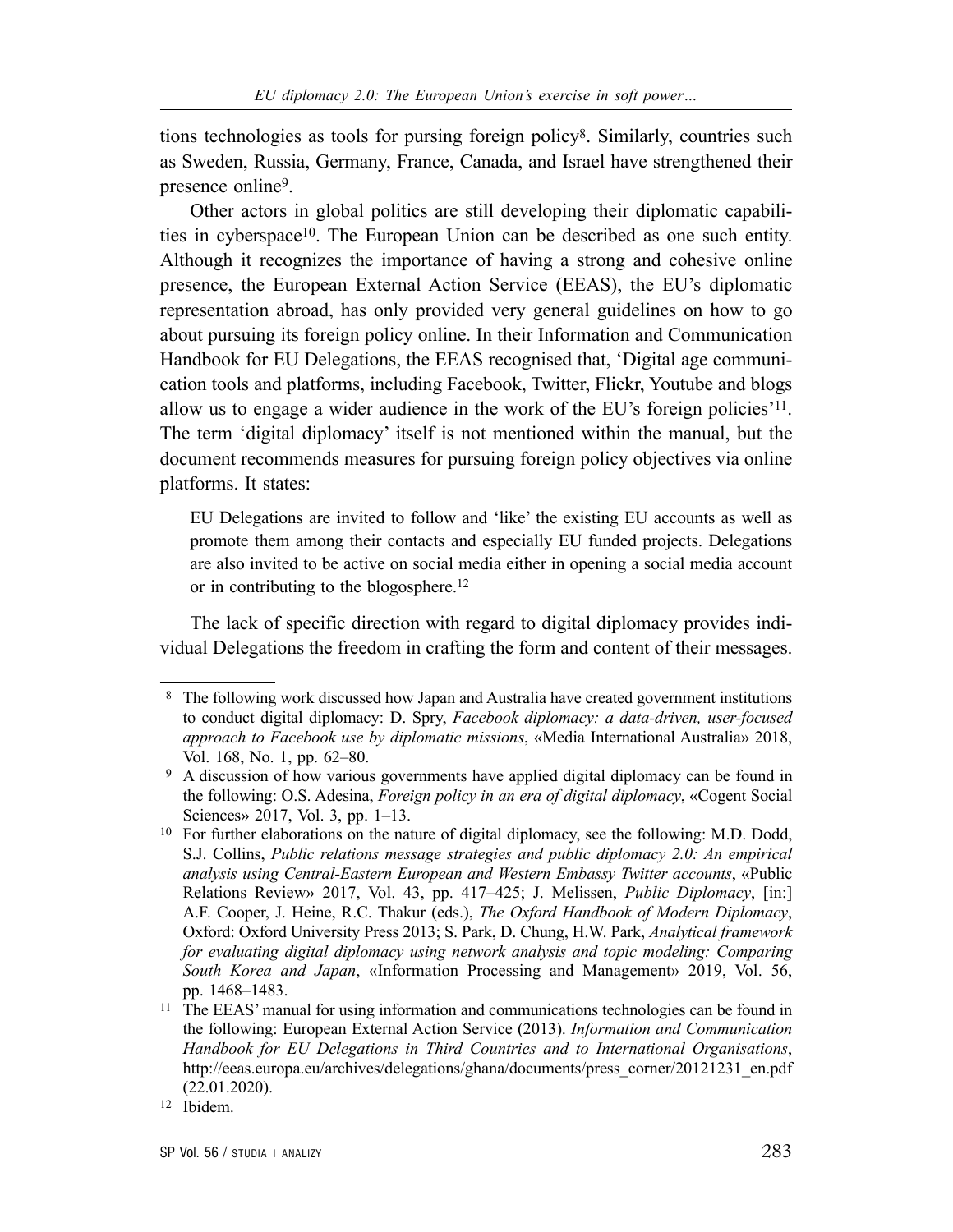tions technologies as tools for pursing foreign policy[8]. Similarly, countries such as Sweden, Russia, Germany, France, Canada, and Israel have strengthened their presence online[9].

Other actors in global politics are still developing their diplomatic capabilities in cyberspace[10]. The European Union can be described as one such entity. Although it recognizes the importance of having a strong and cohesive online presence, the European External Action Service (EEAS), the EU's diplomatic representation abroad, has only provided very general guidelines on how to go about pursuing its foreign policy online. In their Information and Communication Handbook for EU Delegations, the EEAS recognised that, 'Digital age communication tools and platforms, including Facebook, Twitter, Flickr, Youtube and blogs allow us to engage a wider audience in the work of the EU's foreign policies'[11]. The term 'digital diplomacy' itself is not mentioned within the manual, but the document recommends measures for pursuing foreign policy objectives via online platforms. It states:

> EU Delegations are invited to follow and 'like' the existing EU accounts as well as promote them among their contacts and especially EU funded projects. Delegations are also invited to be active on social media either in opening a social media account or in contributing to the blogosphere.[12]

The lack of specific direction with regard to digital diplomacy provides individual Delegations the freedom in crafting the form and content of their messages.

---

[8] The following work discussed how Japan and Australia have created government institutions to conduct digital diplomacy: D. Spry, *Facebook diplomacy: a data-driven, user-focused approach to Facebook use by diplomatic missions*, «Media International Australia» 2018, Vol. 168, No. 1, pp. 62–80.

[9] A discussion of how various governments have applied digital diplomacy can be found in the following: O.S. Adesina, *Foreign policy in an era of digital diplomacy*, «Cogent Social Sciences» 2017, Vol. 3, pp. 1–13.

[10] For further elaborations on the nature of digital diplomacy, see the following: M.D. Dodd, S.J. Collins, *Public relations message strategies and public diplomacy 2.0: An empirical analysis using Central-Eastern European and Western Embassy Twitter accounts*, «Public Relations Review» 2017, Vol. 43, pp. 417–425; J. Melissen, *Public Diplomacy*, [in:] A.F. Cooper, J. Heine, R.C. Thakur (eds.), *The Oxford Handbook of Modern Diplomacy*, Oxford: Oxford University Press 2013; S. Park, D. Chung, H.W. Park, *Analytical framework for evaluating digital diplomacy using network analysis and topic modeling: Comparing South Korea and Japan*, «Information Processing and Management» 2019, Vol. 56, pp. 1468–1483.

[11] The EEAS' manual for using information and communications technologies can be found in the following: European External Action Service (2013). *Information and Communication Handbook for EU Delegations in Third Countries and to International Organisations*, http://eeas.europa.eu/archives/delegations/ghana/documents/press_corner/20121231_en.pdf (22.01.2020).

[12] Ibidem.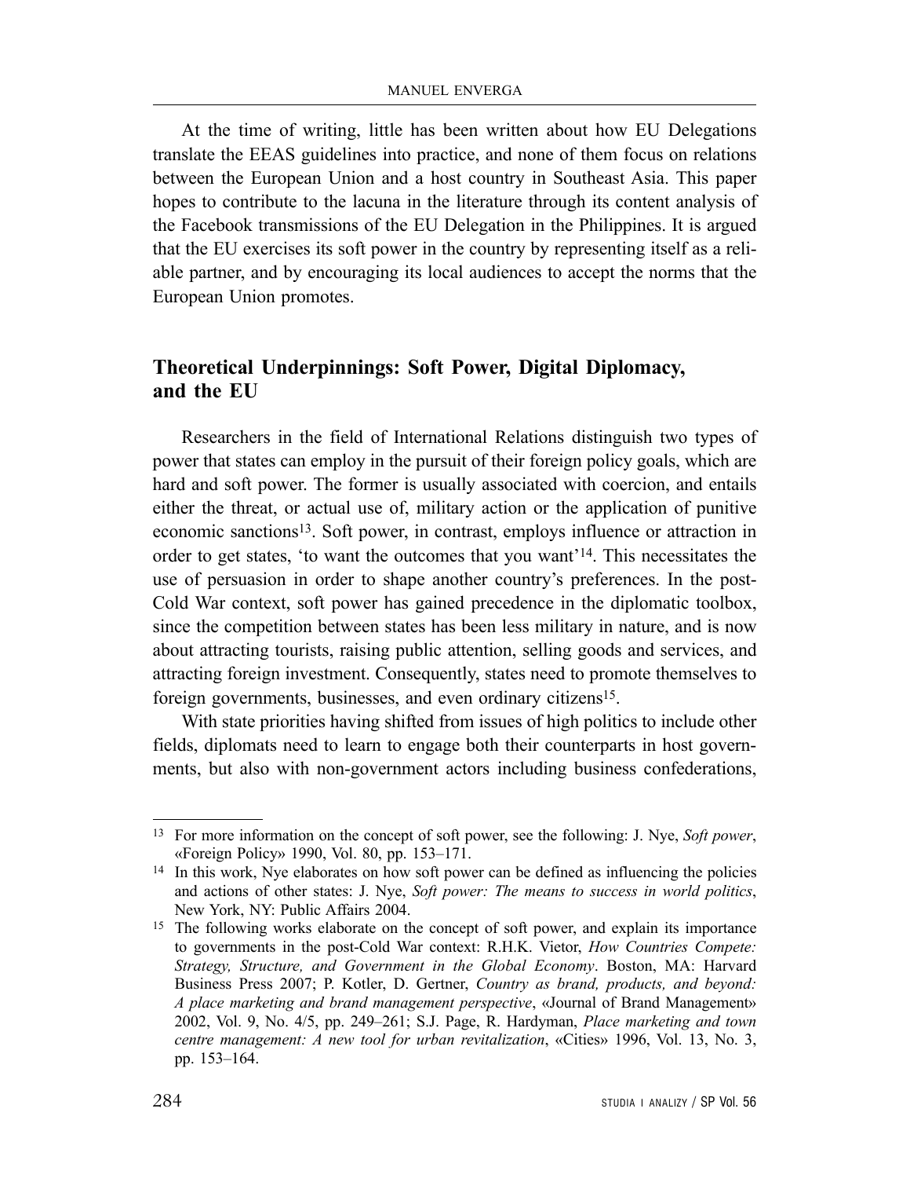At the time of writing, little has been written about how EU Delegations translate the EEAS guidelines into practice, and none of them focus on relations between the European Union and a host country in Southeast Asia. This paper hopes to contribute to the lacuna in the literature through its content analysis of the Facebook transmissions of the EU Delegation in the Philippines. It is argued that the EU exercises its soft power in the country by representing itself as a reliable partner, and by encouraging its local audiences to accept the norms that the European Union promotes.

## Theoretical Underpinnings: Soft Power, Digital Diplomacy, and the EU

Researchers in the field of International Relations distinguish two types of power that states can employ in the pursuit of their foreign policy goals, which are hard and soft power. The former is usually associated with coercion, and entails either the threat, or actual use of, military action or the application of punitive economic sanctions[13]. Soft power, in contrast, employs influence or attraction in order to get states, 'to want the outcomes that you want'[14]. This necessitates the use of persuasion in order to shape another country's preferences. In the post-Cold War context, soft power has gained precedence in the diplomatic toolbox, since the competition between states has been less military in nature, and is now about attracting tourists, raising public attention, selling goods and services, and attracting foreign investment. Consequently, states need to promote themselves to foreign governments, businesses, and even ordinary citizens[15].

With state priorities having shifted from issues of high politics to include other fields, diplomats need to learn to engage both their counterparts in host governments, but also with non-government actors including business confederations,

---

[13] For more information on the concept of soft power, see the following: J. Nye, *Soft power*, «Foreign Policy» 1990, Vol. 80, pp. 153–171.

[14] In this work, Nye elaborates on how soft power can be defined as influencing the policies and actions of other states: J. Nye, *Soft power: The means to success in world politics*, New York, NY: Public Affairs 2004.

[15] The following works elaborate on the concept of soft power, and explain its importance to governments in the post-Cold War context: R.H.K. Vietor, *How Countries Compete: Strategy, Structure, and Government in the Global Economy*. Boston, MA: Harvard Business Press 2007; P. Kotler, D. Gertner, *Country as brand, products, and beyond: A place marketing and brand management perspective*, «Journal of Brand Management» 2002, Vol. 9, No. 4/5, pp. 249–261; S.J. Page, R. Hardyman, *Place marketing and town centre management: A new tool for urban revitalization*, «Cities» 1996, Vol. 13, No. 3, pp. 153–164.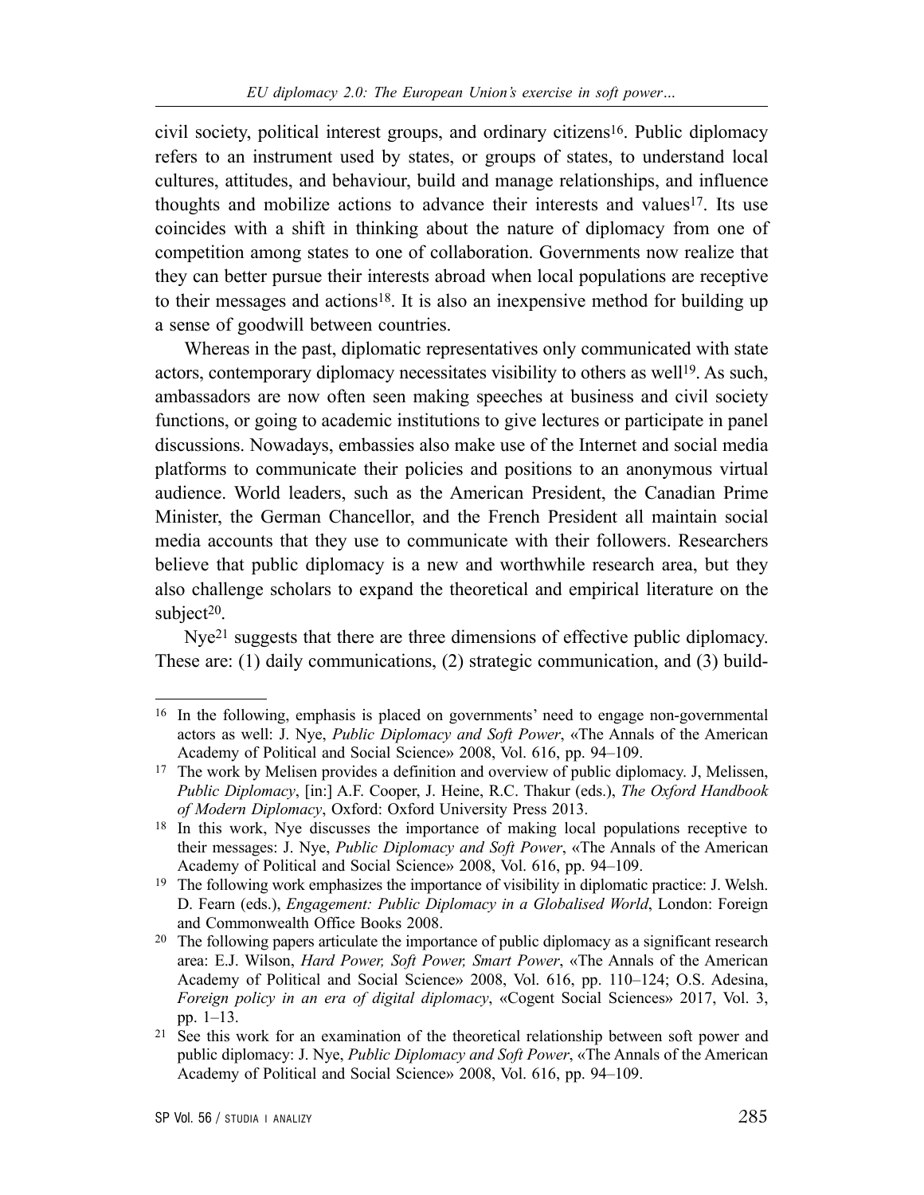civil society, political interest groups, and ordinary citizens[16]. Public diplomacy refers to an instrument used by states, or groups of states, to understand local cultures, attitudes, and behaviour, build and manage relationships, and influence thoughts and mobilize actions to advance their interests and values[17]. Its use coincides with a shift in thinking about the nature of diplomacy from one of competition among states to one of collaboration. Governments now realize that they can better pursue their interests abroad when local populations are receptive to their messages and actions[18]. It is also an inexpensive method for building up a sense of goodwill between countries.

Whereas in the past, diplomatic representatives only communicated with state actors, contemporary diplomacy necessitates visibility to others as well[19]. As such, ambassadors are now often seen making speeches at business and civil society functions, or going to academic institutions to give lectures or participate in panel discussions. Nowadays, embassies also make use of the Internet and social media platforms to communicate their policies and positions to an anonymous virtual audience. World leaders, such as the American President, the Canadian Prime Minister, the German Chancellor, and the French President all maintain social media accounts that they use to communicate with their followers. Researchers believe that public diplomacy is a new and worthwhile research area, but they also challenge scholars to expand the theoretical and empirical literature on the subject[20].

Nye[21] suggests that there are three dimensions of effective public diplomacy. These are: (1) daily communications, (2) strategic communication, and (3) build-

---

[16] In the following, emphasis is placed on governments' need to engage non-governmental actors as well: J. Nye, *Public Diplomacy and Soft Power*, «The Annals of the American Academy of Political and Social Science» 2008, Vol. 616, pp. 94–109.

[17] The work by Melisen provides a definition and overview of public diplomacy. J, Melissen, *Public Diplomacy*, [in:] A.F. Cooper, J. Heine, R.C. Thakur (eds.), *The Oxford Handbook of Modern Diplomacy*, Oxford: Oxford University Press 2013.

[18] In this work, Nye discusses the importance of making local populations receptive to their messages: J. Nye, *Public Diplomacy and Soft Power*, «The Annals of the American Academy of Political and Social Science» 2008, Vol. 616, pp. 94–109.

[19] The following work emphasizes the importance of visibility in diplomatic practice: J. Welsh. D. Fearn (eds.), *Engagement: Public Diplomacy in a Globalised World*, London: Foreign and Commonwealth Office Books 2008.

[20] The following papers articulate the importance of public diplomacy as a significant research area: E.J. Wilson, *Hard Power, Soft Power, Smart Power*, «The Annals of the American Academy of Political and Social Science» 2008, Vol. 616, pp. 110–124; O.S. Adesina, *Foreign policy in an era of digital diplomacy*, «Cogent Social Sciences» 2017, Vol. 3, pp. 1–13.

[21] See this work for an examination of the theoretical relationship between soft power and public diplomacy: J. Nye, *Public Diplomacy and Soft Power*, «The Annals of the American Academy of Political and Social Science» 2008, Vol. 616, pp. 94–109.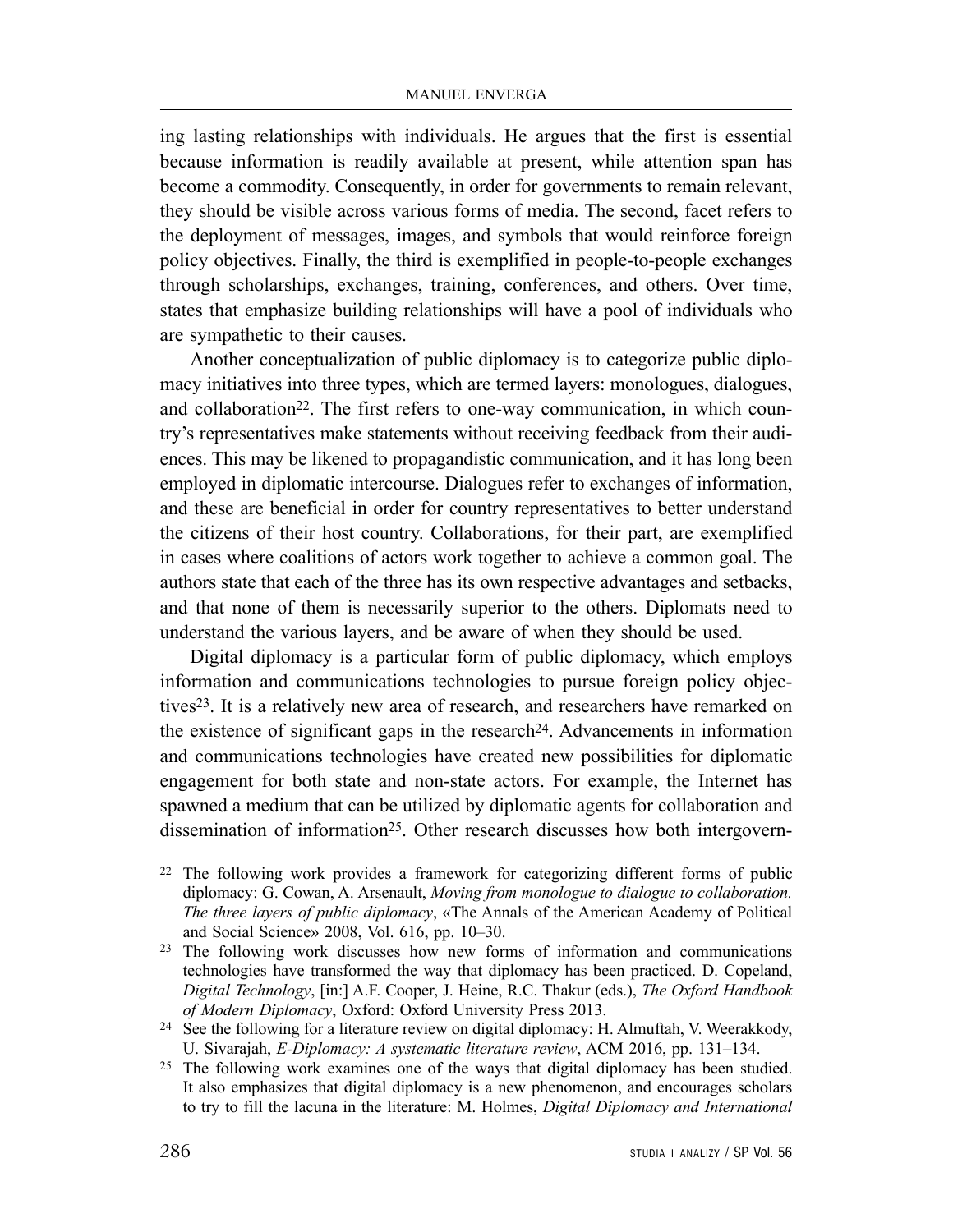ing lasting relationships with individuals. He argues that the first is essential because information is readily available at present, while attention span has become a commodity. Consequently, in order for governments to remain relevant, they should be visible across various forms of media. The second, facet refers to the deployment of messages, images, and symbols that would reinforce foreign policy objectives. Finally, the third is exemplified in people-to-people exchanges through scholarships, exchanges, training, conferences, and others. Over time, states that emphasize building relationships will have a pool of individuals who are sympathetic to their causes.

Another conceptualization of public diplomacy is to categorize public diplomacy initiatives into three types, which are termed layers: monologues, dialogues, and collaboration[22]. The first refers to one-way communication, in which country's representatives make statements without receiving feedback from their audiences. This may be likened to propagandistic communication, and it has long been employed in diplomatic intercourse. Dialogues refer to exchanges of information, and these are beneficial in order for country representatives to better understand the citizens of their host country. Collaborations, for their part, are exemplified in cases where coalitions of actors work together to achieve a common goal. The authors state that each of the three has its own respective advantages and setbacks, and that none of them is necessarily superior to the others. Diplomats need to understand the various layers, and be aware of when they should be used.

Digital diplomacy is a particular form of public diplomacy, which employs information and communications technologies to pursue foreign policy objectives[23]. It is a relatively new area of research, and researchers have remarked on the existence of significant gaps in the research[24]. Advancements in information and communications technologies have created new possibilities for diplomatic engagement for both state and non-state actors. For example, the Internet has spawned a medium that can be utilized by diplomatic agents for collaboration and dissemination of information[25]. Other research discusses how both intergovern-

---

[22] The following work provides a framework for categorizing different forms of public diplomacy: G. Cowan, A. Arsenault, *Moving from monologue to dialogue to collaboration. The three layers of public diplomacy*, «The Annals of the American Academy of Political and Social Science» 2008, Vol. 616, pp. 10–30.

[23] The following work discusses how new forms of information and communications technologies have transformed the way that diplomacy has been practiced. D. Copeland, *Digital Technology*, [in:] A.F. Cooper, J. Heine, R.C. Thakur (eds.), *The Oxford Handbook of Modern Diplomacy*, Oxford: Oxford University Press 2013.

[24] See the following for a literature review on digital diplomacy: H. Almuftah, V. Weerakkody, U. Sivarajah, *E-Diplomacy: A systematic literature review*, ACM 2016, pp. 131–134.

[25] The following work examines one of the ways that digital diplomacy has been studied. It also emphasizes that digital diplomacy is a new phenomenon, and encourages scholars to try to fill the lacuna in the literature: M. Holmes, *Digital Diplomacy and International*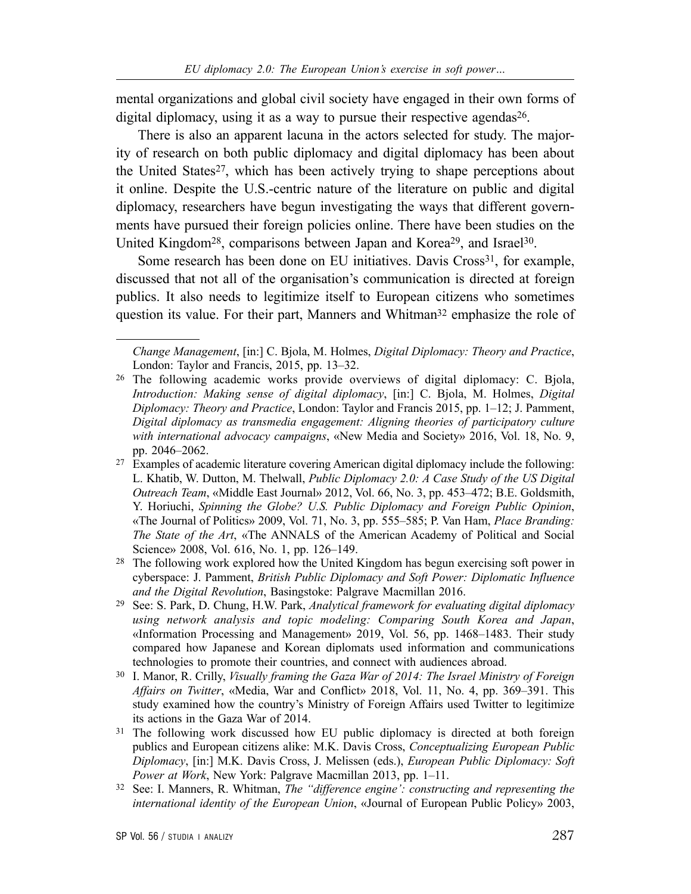mental organizations and global civil society have engaged in their own forms of digital diplomacy, using it as a way to pursue their respective agendas[26].

There is also an apparent lacuna in the actors selected for study. The majority of research on both public diplomacy and digital diplomacy has been about the United States[27], which has been actively trying to shape perceptions about it online. Despite the U.S.-centric nature of the literature on public and digital diplomacy, researchers have begun investigating the ways that different governments have pursued their foreign policies online. There have been studies on the United Kingdom[28], comparisons between Japan and Korea[29], and Israel[30].

Some research has been done on EU initiatives. Davis Cross[31], for example, discussed that not all of the organisation's communication is directed at foreign publics. It also needs to legitimize itself to European citizens who sometimes question its value. For their part, Manners and Whitman[32] emphasize the role of

---

*Change Management*, [in:] C. Bjola, M. Holmes, *Digital Diplomacy: Theory and Practice*, London: Taylor and Francis, 2015, pp. 13–32.

[26] The following academic works provide overviews of digital diplomacy: C. Bjola, *Introduction: Making sense of digital diplomacy*, [in:] C. Bjola, M. Holmes, *Digital Diplomacy: Theory and Practice*, London: Taylor and Francis 2015, pp. 1–12; J. Pamment, *Digital diplomacy as transmedia engagement: Aligning theories of participatory culture with international advocacy campaigns*, «New Media and Society» 2016, Vol. 18, No. 9, pp. 2046–2062.

[27] Examples of academic literature covering American digital diplomacy include the following: L. Khatib, W. Dutton, M. Thelwall, *Public Diplomacy 2.0: A Case Study of the US Digital Outreach Team*, «Middle East Journal» 2012, Vol. 66, No. 3, pp. 453–472; B.E. Goldsmith, Y. Horiuchi, *Spinning the Globe? U.S. Public Diplomacy and Foreign Public Opinion*, «The Journal of Politics» 2009, Vol. 71, No. 3, pp. 555–585; P. Van Ham, *Place Branding: The State of the Art*, «The ANNALS of the American Academy of Political and Social Science» 2008, Vol. 616, No. 1, pp. 126–149.

[28] The following work explored how the United Kingdom has begun exercising soft power in cyberspace: J. Pamment, *British Public Diplomacy and Soft Power: Diplomatic Influence and the Digital Revolution*, Basingstoke: Palgrave Macmillan 2016.

[29] See: S. Park, D. Chung, H.W. Park, *Analytical framework for evaluating digital diplomacy using network analysis and topic modeling: Comparing South Korea and Japan*, «Information Processing and Management» 2019, Vol. 56, pp. 1468–1483. Their study compared how Japanese and Korean diplomats used information and communications technologies to promote their countries, and connect with audiences abroad.

[30] I. Manor, R. Crilly, *Visually framing the Gaza War of 2014: The Israel Ministry of Foreign Affairs on Twitter*, «Media, War and Conflict» 2018, Vol. 11, No. 4, pp. 369–391. This study examined how the country's Ministry of Foreign Affairs used Twitter to legitimize its actions in the Gaza War of 2014.

[31] The following work discussed how EU public diplomacy is directed at both foreign publics and European citizens alike: M.K. Davis Cross, *Conceptualizing European Public Diplomacy*, [in:] M.K. Davis Cross, J. Melissen (eds.), *European Public Diplomacy: Soft Power at Work*, New York: Palgrave Macmillan 2013, pp. 1–11.

[32] See: I. Manners, R. Whitman, *The "difference engine': constructing and representing the international identity of the European Union*, «Journal of European Public Policy» 2003,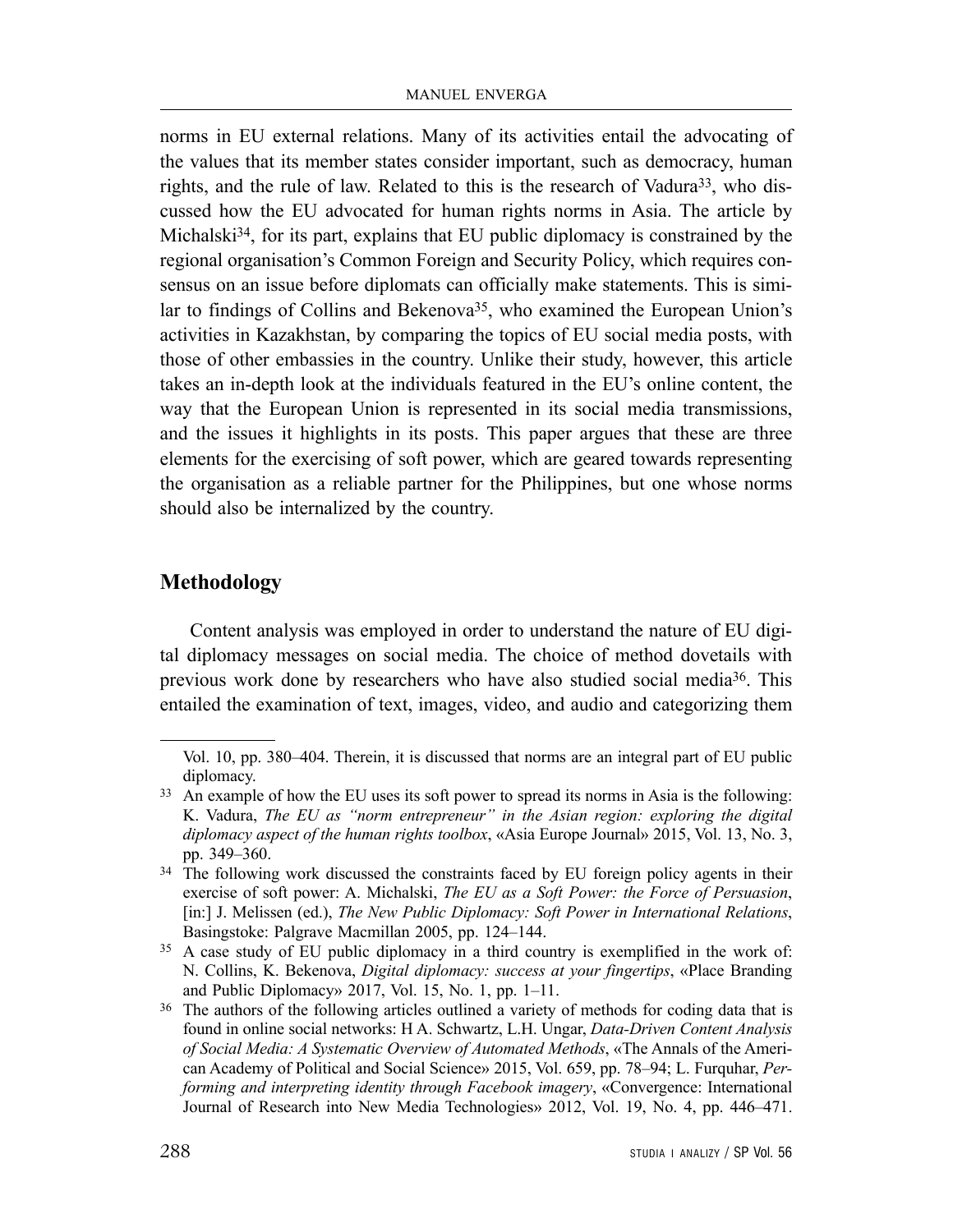norms in EU external relations. Many of its activities entail the advocating of the values that its member states consider important, such as democracy, human rights, and the rule of law. Related to this is the research of Vadura[33], who discussed how the EU advocated for human rights norms in Asia. The article by Michalski[34], for its part, explains that EU public diplomacy is constrained by the regional organisation's Common Foreign and Security Policy, which requires consensus on an issue before diplomats can officially make statements. This is similar to findings of Collins and Bekenova[35], who examined the European Union's activities in Kazakhstan, by comparing the topics of EU social media posts, with those of other embassies in the country. Unlike their study, however, this article takes an in-depth look at the individuals featured in the EU's online content, the way that the European Union is represented in its social media transmissions, and the issues it highlights in its posts. This paper argues that these are three elements for the exercising of soft power, which are geared towards representing the organisation as a reliable partner for the Philippines, but one whose norms should also be internalized by the country.

## Methodology

Content analysis was employed in order to understand the nature of EU digital diplomacy messages on social media. The choice of method dovetails with previous work done by researchers who have also studied social media[36]. This entailed the examination of text, images, video, and audio and categorizing them

---

Vol. 10, pp. 380–404. Therein, it is discussed that norms are an integral part of EU public diplomacy.

[33] An example of how the EU uses its soft power to spread its norms in Asia is the following: K. Vadura, *The EU as "norm entrepreneur" in the Asian region: exploring the digital diplomacy aspect of the human rights toolbox*, «Asia Europe Journal» 2015, Vol. 13, No. 3, pp. 349–360.

[34] The following work discussed the constraints faced by EU foreign policy agents in their exercise of soft power: A. Michalski, *The EU as a Soft Power: the Force of Persuasion*, [in:] J. Melissen (ed.), *The New Public Diplomacy: Soft Power in International Relations*, Basingstoke: Palgrave Macmillan 2005, pp. 124–144.

[35] A case study of EU public diplomacy in a third country is exemplified in the work of: N. Collins, K. Bekenova, *Digital diplomacy: success at your fingertips*, «Place Branding and Public Diplomacy» 2017, Vol. 15, No. 1, pp. 1–11.

[36] The authors of the following articles outlined a variety of methods for coding data that is found in online social networks: H A. Schwartz, L.H. Ungar, *Data-Driven Content Analysis of Social Media: A Systematic Overview of Automated Methods*, «The Annals of the American Academy of Political and Social Science» 2015, Vol. 659, pp. 78–94; L. Furquhar, *Performing and interpreting identity through Facebook imagery*, «Convergence: International Journal of Research into New Media Technologies» 2012, Vol. 19, No. 4, pp. 446–471.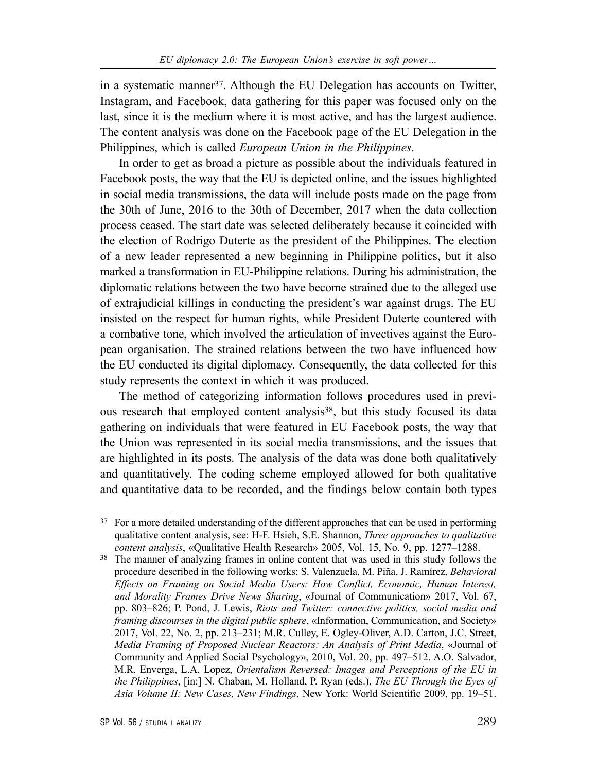in a systematic manner[37]. Although the EU Delegation has accounts on Twitter, Instagram, and Facebook, data gathering for this paper was focused only on the last, since it is the medium where it is most active, and has the largest audience. The content analysis was done on the Facebook page of the EU Delegation in the Philippines, which is called *European Union in the Philippines*.

In order to get as broad a picture as possible about the individuals featured in Facebook posts, the way that the EU is depicted online, and the issues highlighted in social media transmissions, the data will include posts made on the page from the 30th of June, 2016 to the 30th of December, 2017 when the data collection process ceased. The start date was selected deliberately because it coincided with the election of Rodrigo Duterte as the president of the Philippines. The election of a new leader represented a new beginning in Philippine politics, but it also marked a transformation in EU-Philippine relations. During his administration, the diplomatic relations between the two have become strained due to the alleged use of extrajudicial killings in conducting the president's war against drugs. The EU insisted on the respect for human rights, while President Duterte countered with a combative tone, which involved the articulation of invectives against the European organisation. The strained relations between the two have influenced how the EU conducted its digital diplomacy. Consequently, the data collected for this study represents the context in which it was produced.

The method of categorizing information follows procedures used in previous research that employed content analysis[38], but this study focused its data gathering on individuals that were featured in EU Facebook posts, the way that the Union was represented in its social media transmissions, and the issues that are highlighted in its posts. The analysis of the data was done both qualitatively and quantitatively. The coding scheme employed allowed for both qualitative and quantitative data to be recorded, and the findings below contain both types

---

[37] For a more detailed understanding of the different approaches that can be used in performing qualitative content analysis, see: H-F. Hsieh, S.E. Shannon, *Three approaches to qualitative content analysis*, «Qualitative Health Research» 2005, Vol. 15, No. 9, pp. 1277–1288.

[38] The manner of analyzing frames in online content that was used in this study follows the procedure described in the following works: S. Valenzuela, M. Piña, J. Ramírez, *Behavioral Effects on Framing on Social Media Users: How Conflict, Economic, Human Interest, and Morality Frames Drive News Sharing*, «Journal of Communication» 2017, Vol. 67, pp. 803–826; P. Pond, J. Lewis, *Riots and Twitter: connective politics, social media and framing discourses in the digital public sphere*, «Information, Communication, and Society» 2017, Vol. 22, No. 2, pp. 213–231; M.R. Culley, E. Ogley-Oliver, A.D. Carton, J.C. Street, *Media Framing of Proposed Nuclear Reactors: An Analysis of Print Media*, «Journal of Community and Applied Social Psychology», 2010, Vol. 20, pp. 497–512. A.O. Salvador, M.R. Enverga, L.A. Lopez, *Orientalism Reversed: Images and Perceptions of the EU in the Philippines*, [in:] N. Chaban, M. Holland, P. Ryan (eds.), *The EU Through the Eyes of Asia Volume II: New Cases, New Findings*, New York: World Scientific 2009, pp. 19–51.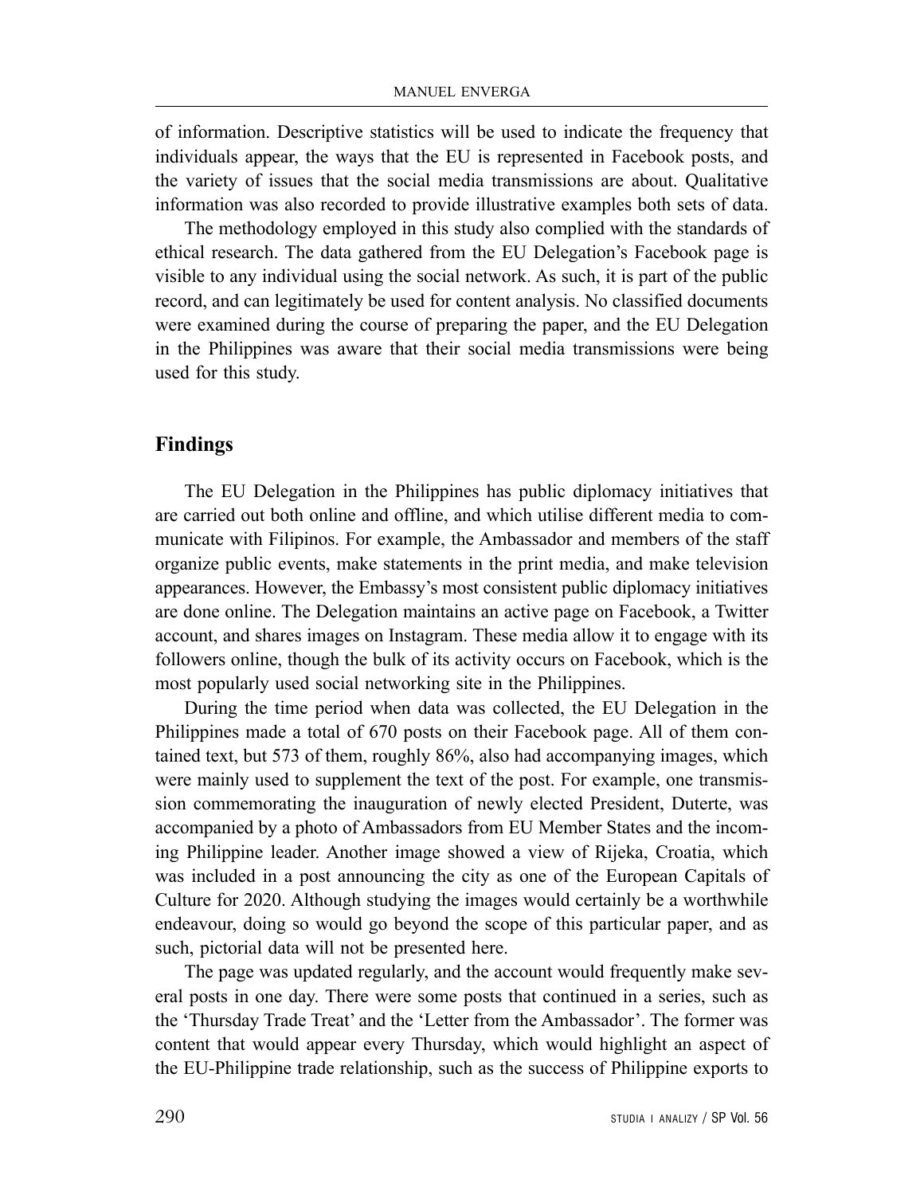of information. Descriptive statistics will be used to indicate the frequency that individuals appear, the ways that the EU is represented in Facebook posts, and the variety of issues that the social media transmissions are about. Qualitative information was also recorded to provide illustrative examples both sets of data.

The methodology employed in this study also complied with the standards of ethical research. The data gathered from the EU Delegation's Facebook page is visible to any individual using the social network. As such, it is part of the public record, and can legitimately be used for content analysis. No classified documents were examined during the course of preparing the paper, and the EU Delegation in the Philippines was aware that their social media transmissions were being used for this study.

## Findings

The EU Delegation in the Philippines has public diplomacy initiatives that are carried out both online and offline, and which utilise different media to communicate with Filipinos. For example, the Ambassador and members of the staff organize public events, make statements in the print media, and make television appearances. However, the Embassy's most consistent public diplomacy initiatives are done online. The Delegation maintains an active page on Facebook, a Twitter account, and shares images on Instagram. These media allow it to engage with its followers online, though the bulk of its activity occurs on Facebook, which is the most popularly used social networking site in the Philippines.

During the time period when data was collected, the EU Delegation in the Philippines made a total of 670 posts on their Facebook page. All of them contained text, but 573 of them, roughly 86%, also had accompanying images, which were mainly used to supplement the text of the post. For example, one transmission commemorating the inauguration of newly elected President, Duterte, was accompanied by a photo of Ambassadors from EU Member States and the incoming Philippine leader. Another image showed a view of Rijeka, Croatia, which was included in a post announcing the city as one of the European Capitals of Culture for 2020. Although studying the images would certainly be a worthwhile endeavour, doing so would go beyond the scope of this particular paper, and as such, pictorial data will not be presented here.

The page was updated regularly, and the account would frequently make several posts in one day. There were some posts that continued in a series, such as the 'Thursday Trade Treat' and the 'Letter from the Ambassador'. The former was content that would appear every Thursday, which would highlight an aspect of the EU-Philippine trade relationship, such as the success of Philippine exports to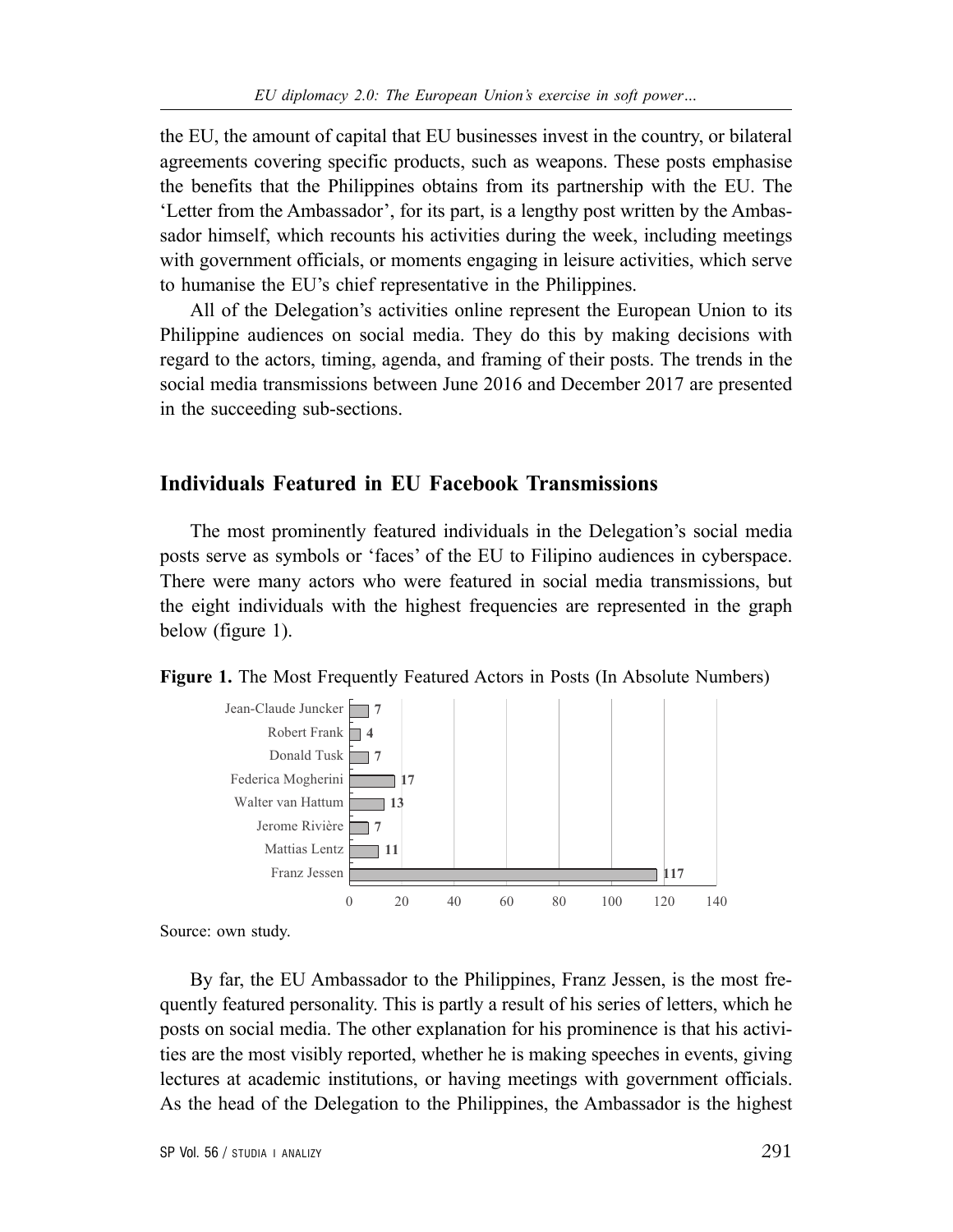the EU, the amount of capital that EU businesses invest in the country, or bilateral agreements covering specific products, such as weapons. These posts emphasise the benefits that the Philippines obtains from its partnership with the EU. The 'Letter from the Ambassador', for its part, is a lengthy post written by the Ambassador himself, which recounts his activities during the week, including meetings with government officials, or moments engaging in leisure activities, which serve to humanise the EU's chief representative in the Philippines.

All of the Delegation's activities online represent the European Union to its Philippine audiences on social media. They do this by making decisions with regard to the actors, timing, agenda, and framing of their posts. The trends in the social media transmissions between June 2016 and December 2017 are presented in the succeeding sub-sections.

## Individuals Featured in EU Facebook Transmissions

The most prominently featured individuals in the Delegation's social media posts serve as symbols or 'faces' of the EU to Filipino audiences in cyberspace. There were many actors who were featured in social media transmissions, but the eight individuals with the highest frequencies are represented in the graph below (figure 1).

**Figure 1.** The Most Frequently Featured Actors in Posts (In Absolute Numbers)

| Actor | Number of posts |
|---|---|
| Jean-Claude Juncker | 7 |
| Robert Frank | 4 |
| Donald Tusk | 7 |
| Federica Mogherini | 17 |
| Walter van Hattum | 13 |
| Jerome Rivière | 7 |
| Mattias Lentz | 11 |
| Franz Jessen | 117 |

Source: own study.

By far, the EU Ambassador to the Philippines, Franz Jessen, is the most frequently featured personality. This is partly a result of his series of letters, which he posts on social media. The other explanation for his prominence is that his activities are the most visibly reported, whether he is making speeches in events, giving lectures at academic institutions, or having meetings with government officials. As the head of the Delegation to the Philippines, the Ambassador is the highest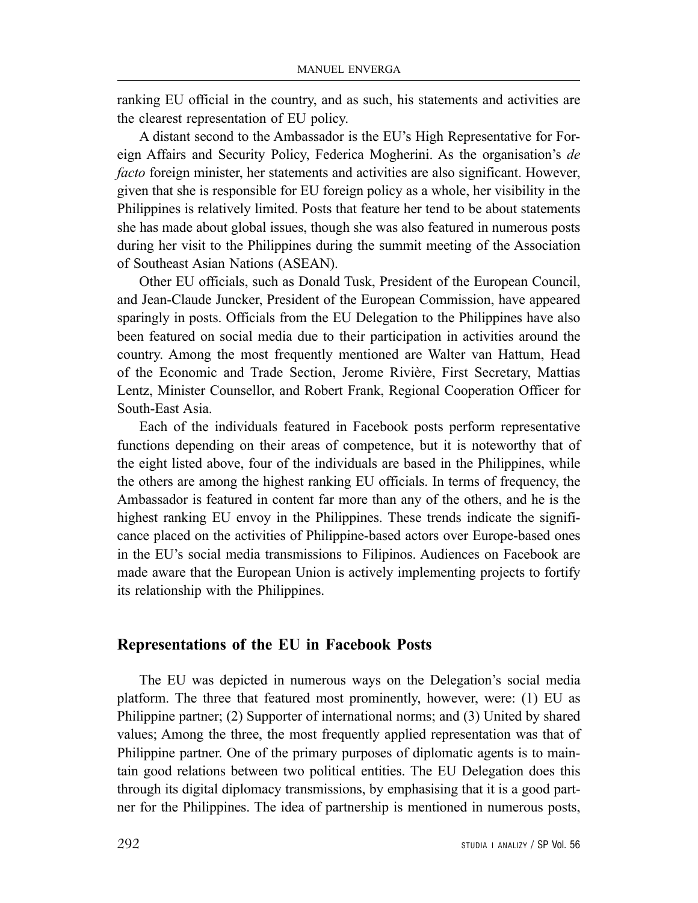ranking EU official in the country, and as such, his statements and activities are the clearest representation of EU policy.

A distant second to the Ambassador is the EU's High Representative for Foreign Affairs and Security Policy, Federica Mogherini. As the organisation's *de facto* foreign minister, her statements and activities are also significant. However, given that she is responsible for EU foreign policy as a whole, her visibility in the Philippines is relatively limited. Posts that feature her tend to be about statements she has made about global issues, though she was also featured in numerous posts during her visit to the Philippines during the summit meeting of the Association of Southeast Asian Nations (ASEAN).

Other EU officials, such as Donald Tusk, President of the European Council, and Jean-Claude Juncker, President of the European Commission, have appeared sparingly in posts. Officials from the EU Delegation to the Philippines have also been featured on social media due to their participation in activities around the country. Among the most frequently mentioned are Walter van Hattum, Head of the Economic and Trade Section, Jerome Rivière, First Secretary, Mattias Lentz, Minister Counsellor, and Robert Frank, Regional Cooperation Officer for South-East Asia.

Each of the individuals featured in Facebook posts perform representative functions depending on their areas of competence, but it is noteworthy that of the eight listed above, four of the individuals are based in the Philippines, while the others are among the highest ranking EU officials. In terms of frequency, the Ambassador is featured in content far more than any of the others, and he is the highest ranking EU envoy in the Philippines. These trends indicate the significance placed on the activities of Philippine-based actors over Europe-based ones in the EU's social media transmissions to Filipinos. Audiences on Facebook are made aware that the European Union is actively implementing projects to fortify its relationship with the Philippines.

## Representations of the EU in Facebook Posts

The EU was depicted in numerous ways on the Delegation's social media platform. The three that featured most prominently, however, were: (1) EU as Philippine partner; (2) Supporter of international norms; and (3) United by shared values; Among the three, the most frequently applied representation was that of Philippine partner. One of the primary purposes of diplomatic agents is to maintain good relations between two political entities. The EU Delegation does this through its digital diplomacy transmissions, by emphasising that it is a good partner for the Philippines. The idea of partnership is mentioned in numerous posts,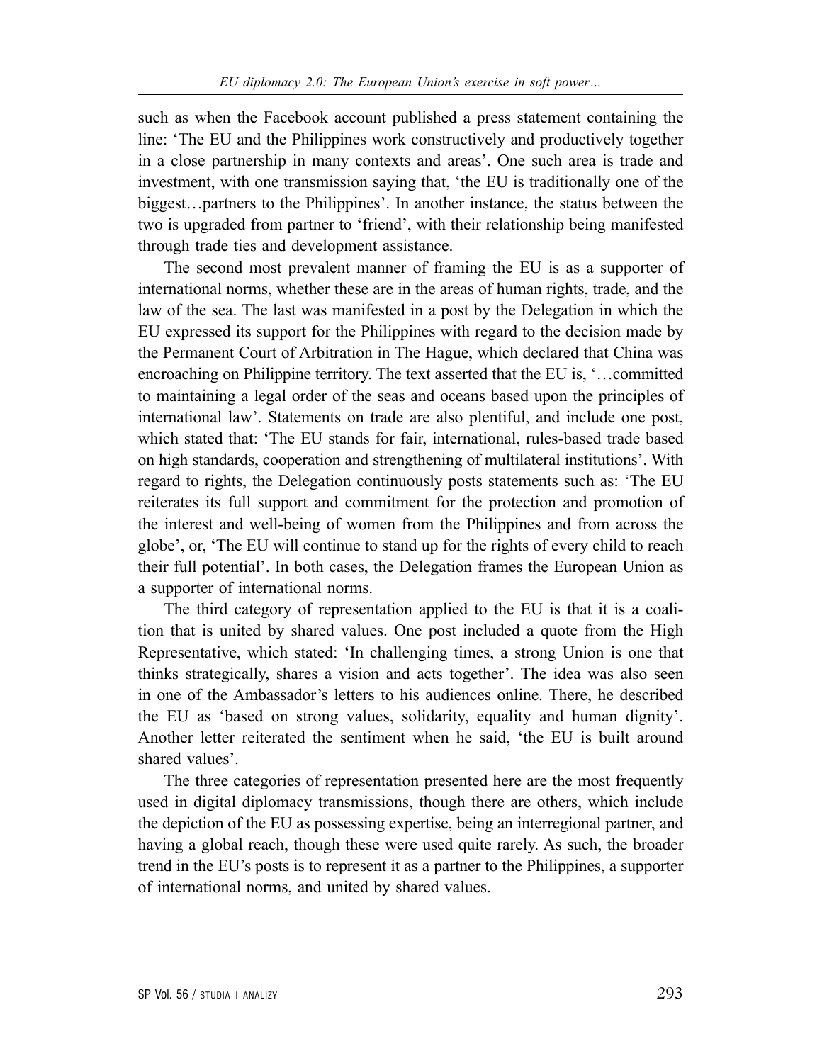such as when the Facebook account published a press statement containing the line: 'The EU and the Philippines work constructively and productively together in a close partnership in many contexts and areas'. One such area is trade and investment, with one transmission saying that, 'the EU is traditionally one of the biggest…partners to the Philippines'. In another instance, the status between the two is upgraded from partner to 'friend', with their relationship being manifested through trade ties and development assistance.

The second most prevalent manner of framing the EU is as a supporter of international norms, whether these are in the areas of human rights, trade, and the law of the sea. The last was manifested in a post by the Delegation in which the EU expressed its support for the Philippines with regard to the decision made by the Permanent Court of Arbitration in The Hague, which declared that China was encroaching on Philippine territory. The text asserted that the EU is, '…committed to maintaining a legal order of the seas and oceans based upon the principles of international law'. Statements on trade are also plentiful, and include one post, which stated that: 'The EU stands for fair, international, rules-based trade based on high standards, cooperation and strengthening of multilateral institutions'. With regard to rights, the Delegation continuously posts statements such as: 'The EU reiterates its full support and commitment for the protection and promotion of the interest and well-being of women from the Philippines and from across the globe', or, 'The EU will continue to stand up for the rights of every child to reach their full potential'. In both cases, the Delegation frames the European Union as a supporter of international norms.

The third category of representation applied to the EU is that it is a coalition that is united by shared values. One post included a quote from the High Representative, which stated: 'In challenging times, a strong Union is one that thinks strategically, shares a vision and acts together'. The idea was also seen in one of the Ambassador's letters to his audiences online. There, he described the EU as 'based on strong values, solidarity, equality and human dignity'. Another letter reiterated the sentiment when he said, 'the EU is built around shared values'.

The three categories of representation presented here are the most frequently used in digital diplomacy transmissions, though there are others, which include the depiction of the EU as possessing expertise, being an interregional partner, and having a global reach, though these were used quite rarely. As such, the broader trend in the EU's posts is to represent it as a partner to the Philippines, a supporter of international norms, and united by shared values.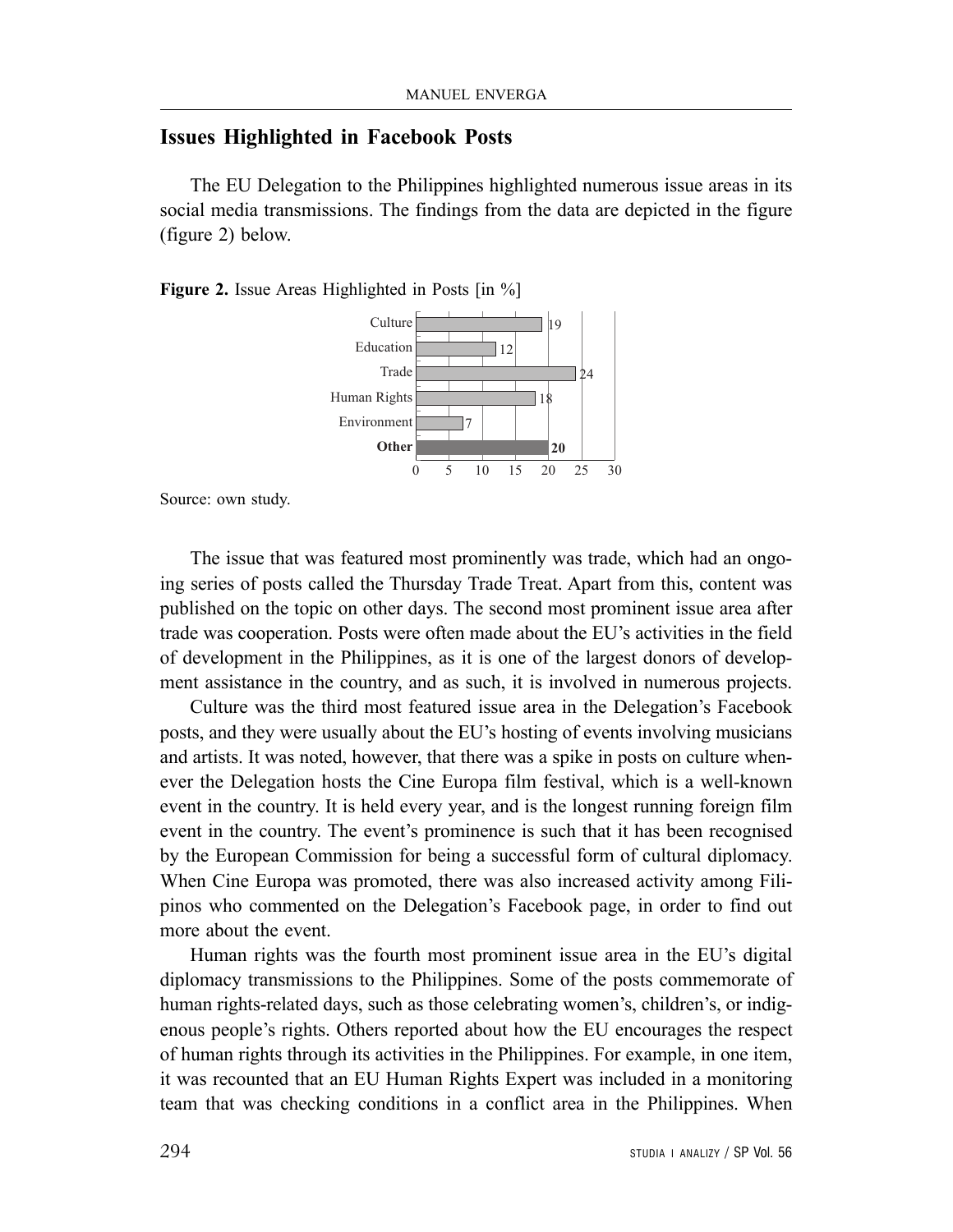## Issues Highlighted in Facebook Posts

The EU Delegation to the Philippines highlighted numerous issue areas in its social media transmissions. The findings from the data are depicted in the figure (figure 2) below.

**Figure 2.** Issue Areas Highlighted in Posts [in %]

| Issue area | % |
|---|---|
| Culture | 19 |
| Education | 12 |
| Trade | 24 |
| Human Rights | 18 |
| Environment | 7 |
| **Other** | **20** |

Source: own study.

The issue that was featured most prominently was trade, which had an ongoing series of posts called the Thursday Trade Treat. Apart from this, content was published on the topic on other days. The second most prominent issue area after trade was cooperation. Posts were often made about the EU's activities in the field of development in the Philippines, as it is one of the largest donors of development assistance in the country, and as such, it is involved in numerous projects.

Culture was the third most featured issue area in the Delegation's Facebook posts, and they were usually about the EU's hosting of events involving musicians and artists. It was noted, however, that there was a spike in posts on culture whenever the Delegation hosts the Cine Europa film festival, which is a well-known event in the country. It is held every year, and is the longest running foreign film event in the country. The event's prominence is such that it has been recognised by the European Commission for being a successful form of cultural diplomacy. When Cine Europa was promoted, there was also increased activity among Filipinos who commented on the Delegation's Facebook page, in order to find out more about the event.

Human rights was the fourth most prominent issue area in the EU's digital diplomacy transmissions to the Philippines. Some of the posts commemorate of human rights-related days, such as those celebrating women's, children's, or indigenous people's rights. Others reported about how the EU encourages the respect of human rights through its activities in the Philippines. For example, in one item, it was recounted that an EU Human Rights Expert was included in a monitoring team that was checking conditions in a conflict area in the Philippines. When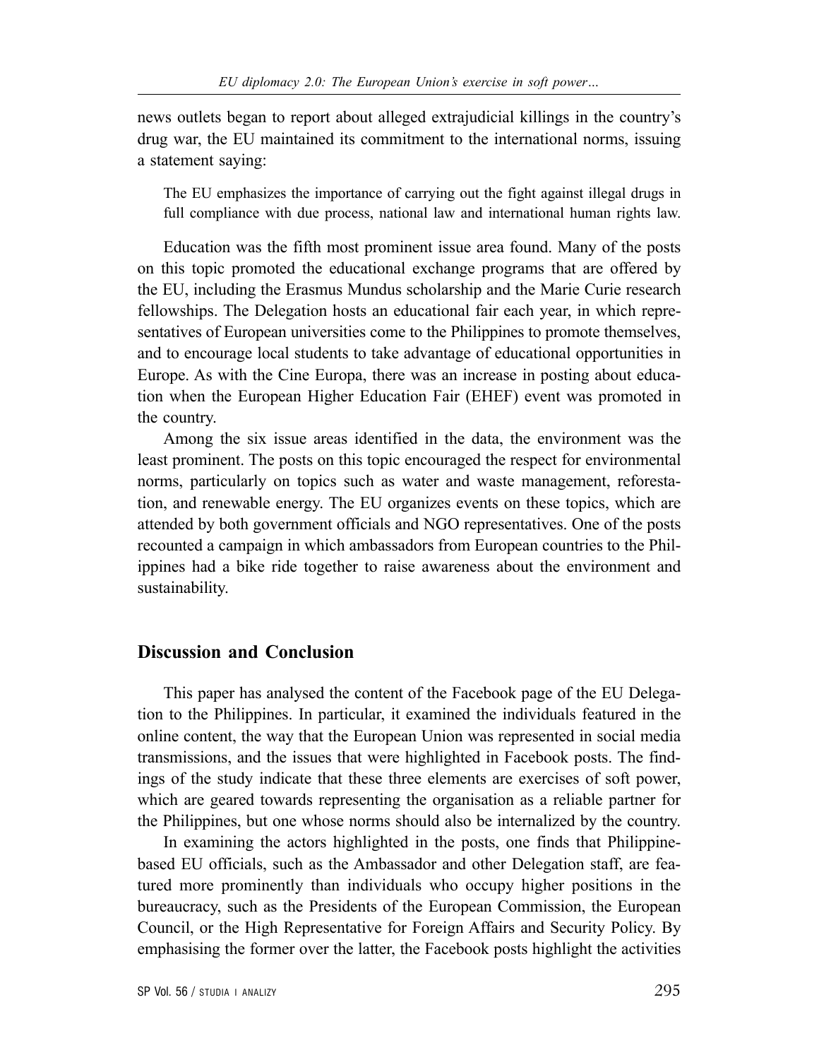news outlets began to report about alleged extrajudicial killings in the country's drug war, the EU maintained its commitment to the international norms, issuing a statement saying:

> The EU emphasizes the importance of carrying out the fight against illegal drugs in full compliance with due process, national law and international human rights law.

Education was the fifth most prominent issue area found. Many of the posts on this topic promoted the educational exchange programs that are offered by the EU, including the Erasmus Mundus scholarship and the Marie Curie research fellowships. The Delegation hosts an educational fair each year, in which representatives of European universities come to the Philippines to promote themselves, and to encourage local students to take advantage of educational opportunities in Europe. As with the Cine Europa, there was an increase in posting about education when the European Higher Education Fair (EHEF) event was promoted in the country.

Among the six issue areas identified in the data, the environment was the least prominent. The posts on this topic encouraged the respect for environmental norms, particularly on topics such as water and waste management, reforestation, and renewable energy. The EU organizes events on these topics, which are attended by both government officials and NGO representatives. One of the posts recounted a campaign in which ambassadors from European countries to the Philippines had a bike ride together to raise awareness about the environment and sustainability.

## Discussion and Conclusion

This paper has analysed the content of the Facebook page of the EU Delegation to the Philippines. In particular, it examined the individuals featured in the online content, the way that the European Union was represented in social media transmissions, and the issues that were highlighted in Facebook posts. The findings of the study indicate that these three elements are exercises of soft power, which are geared towards representing the organisation as a reliable partner for the Philippines, but one whose norms should also be internalized by the country.

In examining the actors highlighted in the posts, one finds that Philippine-based EU officials, such as the Ambassador and other Delegation staff, are featured more prominently than individuals who occupy higher positions in the bureaucracy, such as the Presidents of the European Commission, the European Council, or the High Representative for Foreign Affairs and Security Policy. By emphasising the former over the latter, the Facebook posts highlight the activities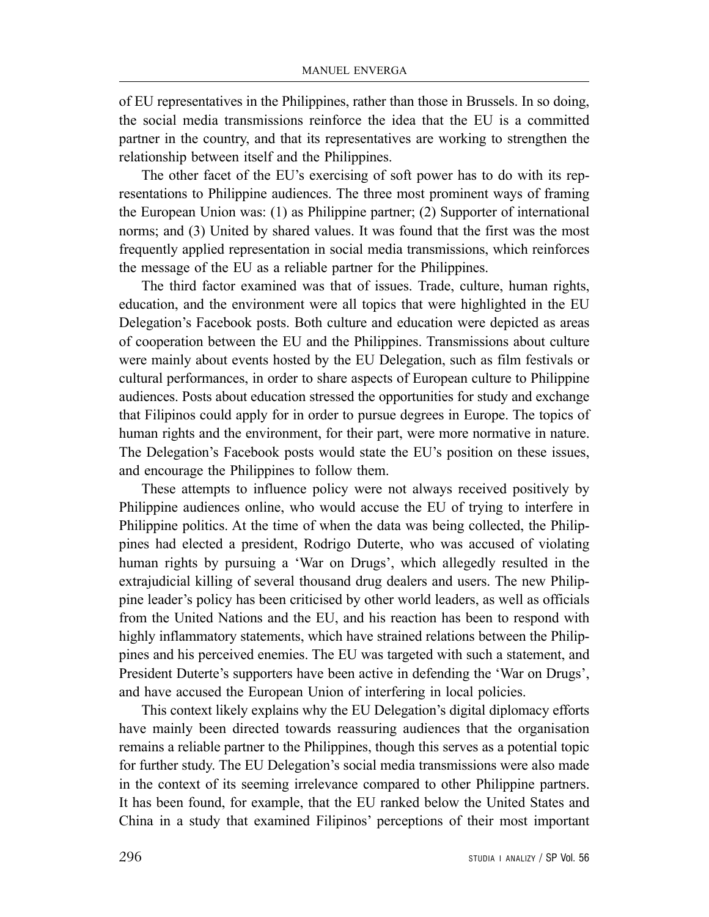of EU representatives in the Philippines, rather than those in Brussels. In so doing, the social media transmissions reinforce the idea that the EU is a committed partner in the country, and that its representatives are working to strengthen the relationship between itself and the Philippines.

The other facet of the EU's exercising of soft power has to do with its representations to Philippine audiences. The three most prominent ways of framing the European Union was: (1) as Philippine partner; (2) Supporter of international norms; and (3) United by shared values. It was found that the first was the most frequently applied representation in social media transmissions, which reinforces the message of the EU as a reliable partner for the Philippines.

The third factor examined was that of issues. Trade, culture, human rights, education, and the environment were all topics that were highlighted in the EU Delegation's Facebook posts. Both culture and education were depicted as areas of cooperation between the EU and the Philippines. Transmissions about culture were mainly about events hosted by the EU Delegation, such as film festivals or cultural performances, in order to share aspects of European culture to Philippine audiences. Posts about education stressed the opportunities for study and exchange that Filipinos could apply for in order to pursue degrees in Europe. The topics of human rights and the environment, for their part, were more normative in nature. The Delegation's Facebook posts would state the EU's position on these issues, and encourage the Philippines to follow them.

These attempts to influence policy were not always received positively by Philippine audiences online, who would accuse the EU of trying to interfere in Philippine politics. At the time of when the data was being collected, the Philippines had elected a president, Rodrigo Duterte, who was accused of violating human rights by pursuing a 'War on Drugs', which allegedly resulted in the extrajudicial killing of several thousand drug dealers and users. The new Philippine leader's policy has been criticised by other world leaders, as well as officials from the United Nations and the EU, and his reaction has been to respond with highly inflammatory statements, which have strained relations between the Philippines and his perceived enemies. The EU was targeted with such a statement, and President Duterte's supporters have been active in defending the 'War on Drugs', and have accused the European Union of interfering in local policies.

This context likely explains why the EU Delegation's digital diplomacy efforts have mainly been directed towards reassuring audiences that the organisation remains a reliable partner to the Philippines, though this serves as a potential topic for further study. The EU Delegation's social media transmissions were also made in the context of its seeming irrelevance compared to other Philippine partners. It has been found, for example, that the EU ranked below the United States and China in a study that examined Filipinos' perceptions of their most important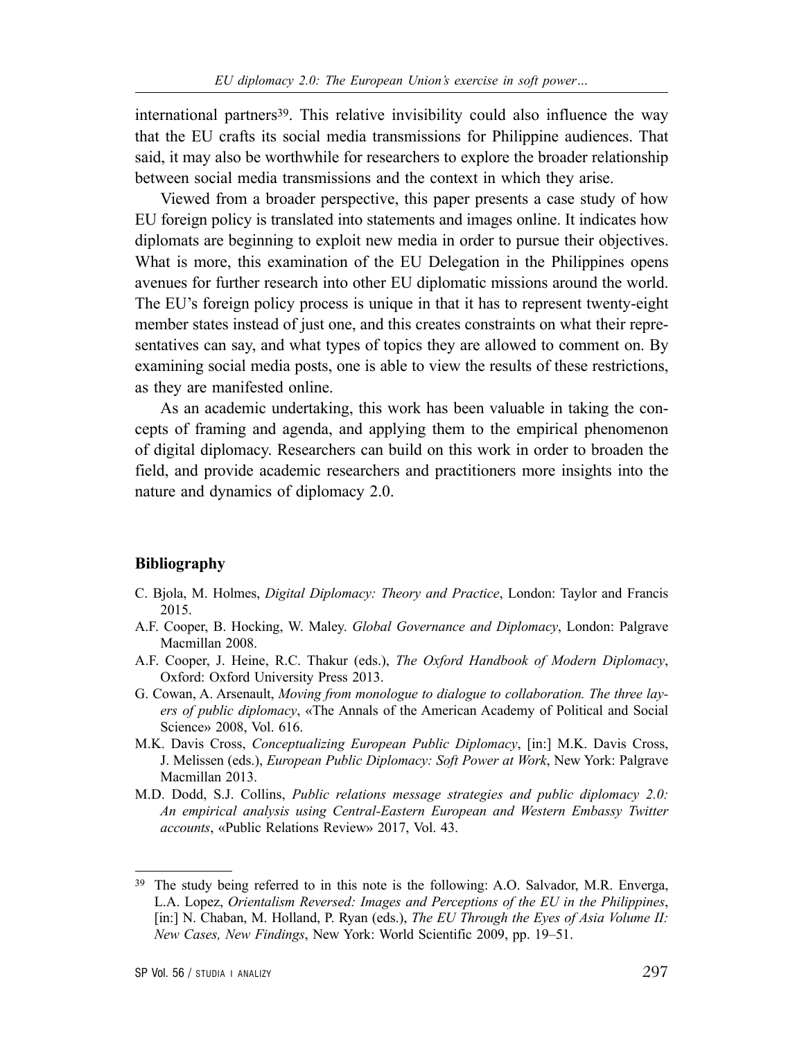international partners[39]. This relative invisibility could also influence the way that the EU crafts its social media transmissions for Philippine audiences. That said, it may also be worthwhile for researchers to explore the broader relationship between social media transmissions and the context in which they arise.

Viewed from a broader perspective, this paper presents a case study of how EU foreign policy is translated into statements and images online. It indicates how diplomats are beginning to exploit new media in order to pursue their objectives. What is more, this examination of the EU Delegation in the Philippines opens avenues for further research into other EU diplomatic missions around the world. The EU's foreign policy process is unique in that it has to represent twenty-eight member states instead of just one, and this creates constraints on what their representatives can say, and what types of topics they are allowed to comment on. By examining social media posts, one is able to view the results of these restrictions, as they are manifested online.

As an academic undertaking, this work has been valuable in taking the concepts of framing and agenda, and applying them to the empirical phenomenon of digital diplomacy. Researchers can build on this work in order to broaden the field, and provide academic researchers and practitioners more insights into the nature and dynamics of diplomacy 2.0.

## Bibliography

- C. Bjola, M. Holmes, *Digital Diplomacy: Theory and Practice*, London: Taylor and Francis 2015.
- A.F. Cooper, B. Hocking, W. Maley. *Global Governance and Diplomacy*, London: Palgrave Macmillan 2008.
- A.F. Cooper, J. Heine, R.C. Thakur (eds.), *The Oxford Handbook of Modern Diplomacy*, Oxford: Oxford University Press 2013.
- G. Cowan, A. Arsenault, *Moving from monologue to dialogue to collaboration. The three layers of public diplomacy*, «The Annals of the American Academy of Political and Social Science» 2008, Vol. 616.
- M.K. Davis Cross, *Conceptualizing European Public Diplomacy*, [in:] M.K. Davis Cross, J. Melissen (eds.), *European Public Diplomacy: Soft Power at Work*, New York: Palgrave Macmillan 2013.
- M.D. Dodd, S.J. Collins, *Public relations message strategies and public diplomacy 2.0: An empirical analysis using Central-Eastern European and Western Embassy Twitter accounts*, «Public Relations Review» 2017, Vol. 43.

---

[39] The study being referred to in this note is the following: A.O. Salvador, M.R. Enverga, L.A. Lopez, *Orientalism Reversed: Images and Perceptions of the EU in the Philippines*, [in:] N. Chaban, M. Holland, P. Ryan (eds.), *The EU Through the Eyes of Asia Volume II: New Cases, New Findings*, New York: World Scientific 2009, pp. 19–51.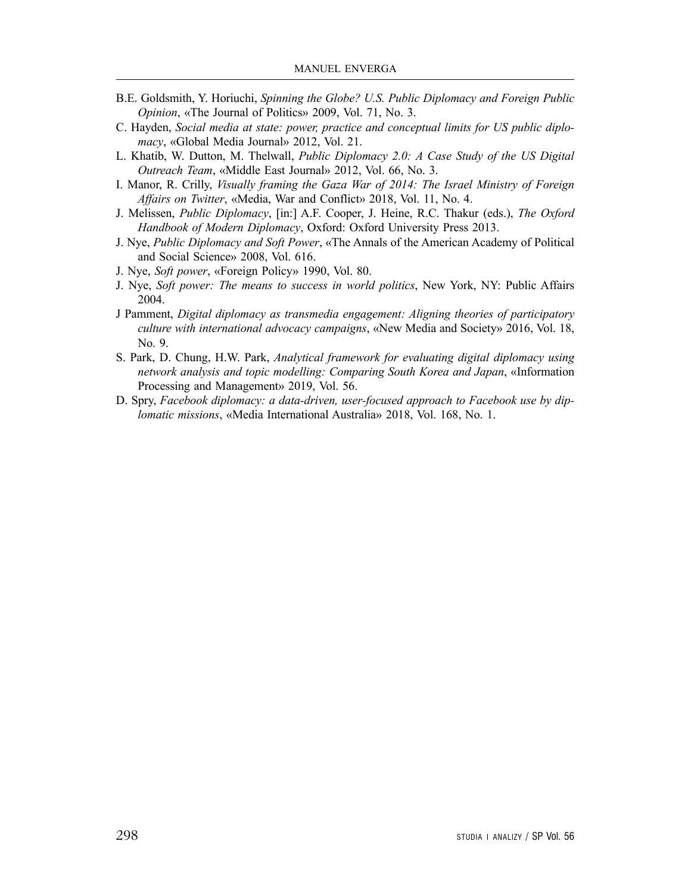B.E. Goldsmith, Y. Horiuchi, *Spinning the Globe? U.S. Public Diplomacy and Foreign Public Opinion*, «The Journal of Politics» 2009, Vol. 71, No. 3.

C. Hayden, *Social media at state: power, practice and conceptual limits for US public diplomacy*, «Global Media Journal» 2012, Vol. 21.

L. Khatib, W. Dutton, M. Thelwall, *Public Diplomacy 2.0: A Case Study of the US Digital Outreach Team*, «Middle East Journal» 2012, Vol. 66, No. 3.

I. Manor, R. Crilly, *Visually framing the Gaza War of 2014: The Israel Ministry of Foreign Affairs on Twitter*, «Media, War and Conflict» 2018, Vol. 11, No. 4.

J. Melissen, *Public Diplomacy*, [in:] A.F. Cooper, J. Heine, R.C. Thakur (eds.), *The Oxford Handbook of Modern Diplomacy*, Oxford: Oxford University Press 2013.

J. Nye, *Public Diplomacy and Soft Power*, «The Annals of the American Academy of Political and Social Science» 2008, Vol. 616.

J. Nye, *Soft power*, «Foreign Policy» 1990, Vol. 80.

J. Nye, *Soft power: The means to success in world politics*, New York, NY: Public Affairs 2004.

J Pamment, *Digital diplomacy as transmedia engagement: Aligning theories of participatory culture with international advocacy campaigns*, «New Media and Society» 2016, Vol. 18, No. 9.

S. Park, D. Chung, H.W. Park, *Analytical framework for evaluating digital diplomacy using network analysis and topic modelling: Comparing South Korea and Japan*, «Information Processing and Management» 2019, Vol. 56.

D. Spry, *Facebook diplomacy: a data-driven, user-focused approach to Facebook use by diplomatic missions*, «Media International Australia» 2018, Vol. 168, No. 1.